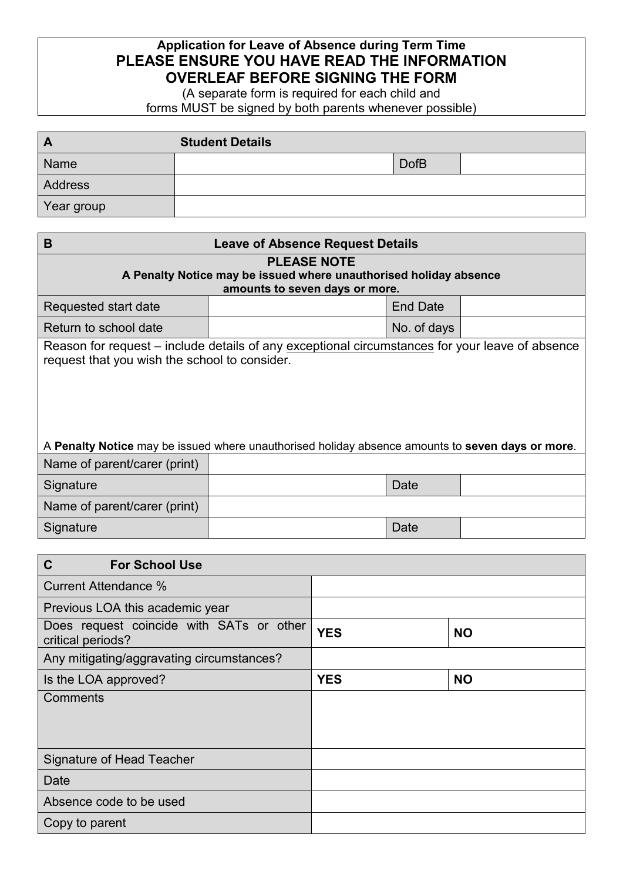**Application for Leave of Absence during Term Time**

**PLEASE ENSURE YOU HAVE READ THE INFORMATION OVERLEAF BEFORE SIGNING THE FORM**

(A separate form is required for each child and forms MUST be signed by both parents whenever possible)

| **A** | **Student Details** | | |
|---|---|---|---|
| Name | | DofB | |
| Address | | | |
| Year group | | | |

| **B** | **Leave of Absence Request Details** | | |
|---|---|---|---|
| **PLEASE NOTE** **A Penalty Notice may be issued where unauthorised holiday absence amounts to seven days or more.** | | | |
| Requested start date | | End Date | |
| Return to school date | | No. of days | |
| Reason for request – include details of any exceptional circumstances for your leave of absence request that you wish the school to consider. | | | |
| A **Penalty Notice** may be issued where unauthorised holiday absence amounts to **seven days or more**. | | | |
| Name of parent/carer (print) | | | |
| Signature | | Date | |
| Name of parent/carer (print) | | | |
| Signature | | Date | |

| **C** **For School Use** | | |
|---|---|---|
| Current Attendance % | | |
| Previous LOA this academic year | | |
| Does request coincide with SATs or other critical periods? | **YES** | **NO** |
| Any mitigating/aggravating circumstances? | | |
| Is the LOA approved? | **YES** | **NO** |
| Comments | | |
| Signature of Head Teacher | | |
| Date | | |
| Absence code to be used | | |
| Copy to parent | | |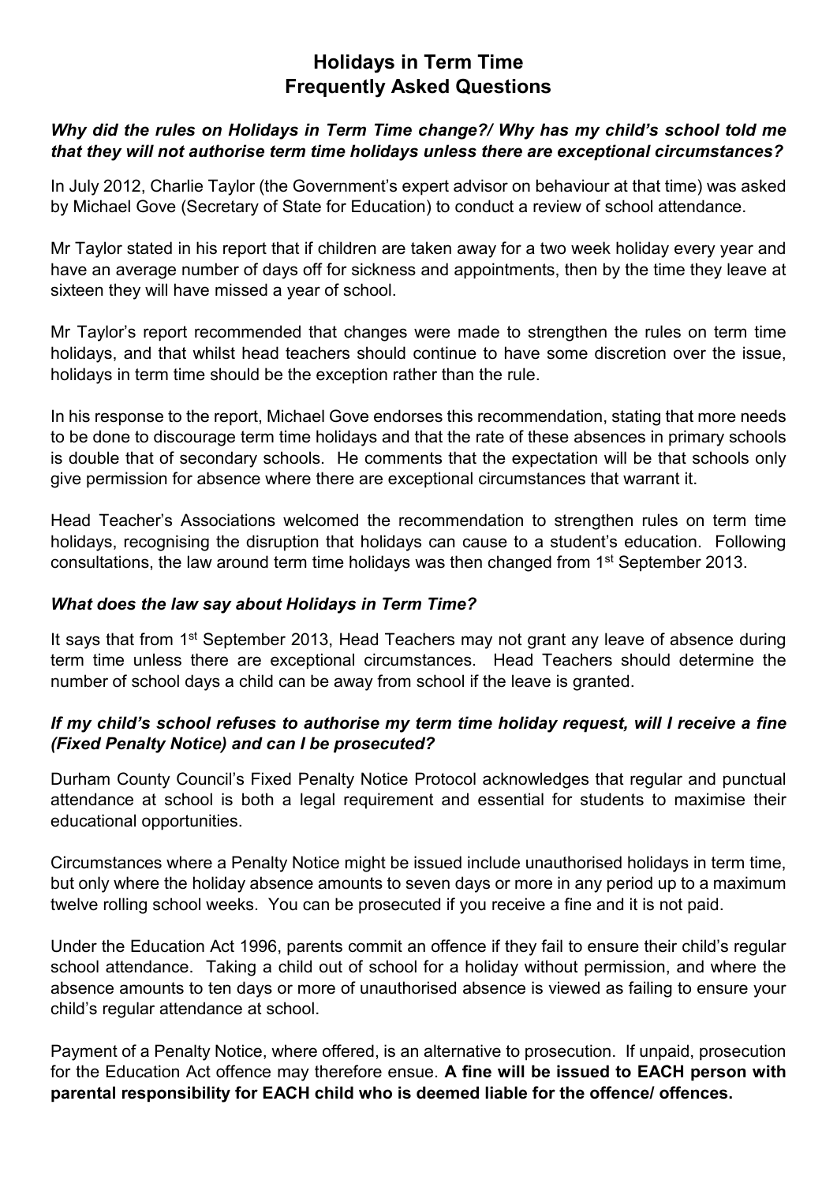# Holidays in Term Time
# Frequently Asked Questions

***Why did the rules on Holidays in Term Time change?/ Why has my child's school told me that they will not authorise term time holidays unless there are exceptional circumstances?***

In July 2012, Charlie Taylor (the Government's expert advisor on behaviour at that time) was asked by Michael Gove (Secretary of State for Education) to conduct a review of school attendance.

Mr Taylor stated in his report that if children are taken away for a two week holiday every year and have an average number of days off for sickness and appointments, then by the time they leave at sixteen they will have missed a year of school.

Mr Taylor's report recommended that changes were made to strengthen the rules on term time holidays, and that whilst head teachers should continue to have some discretion over the issue, holidays in term time should be the exception rather than the rule.

In his response to the report, Michael Gove endorses this recommendation, stating that more needs to be done to discourage term time holidays and that the rate of these absences in primary schools is double that of secondary schools. He comments that the expectation will be that schools only give permission for absence where there are exceptional circumstances that warrant it.

Head Teacher's Associations welcomed the recommendation to strengthen rules on term time holidays, recognising the disruption that holidays can cause to a student's education. Following consultations, the law around term time holidays was then changed from 1st September 2013.

***What does the law say about Holidays in Term Time?***

It says that from 1st September 2013, Head Teachers may not grant any leave of absence during term time unless there are exceptional circumstances. Head Teachers should determine the number of school days a child can be away from school if the leave is granted.

***If my child's school refuses to authorise my term time holiday request, will I receive a fine (Fixed Penalty Notice) and can I be prosecuted?***

Durham County Council's Fixed Penalty Notice Protocol acknowledges that regular and punctual attendance at school is both a legal requirement and essential for students to maximise their educational opportunities.

Circumstances where a Penalty Notice might be issued include unauthorised holidays in term time, but only where the holiday absence amounts to seven days or more in any period up to a maximum twelve rolling school weeks. You can be prosecuted if you receive a fine and it is not paid.

Under the Education Act 1996, parents commit an offence if they fail to ensure their child's regular school attendance. Taking a child out of school for a holiday without permission, and where the absence amounts to ten days or more of unauthorised absence is viewed as failing to ensure your child's regular attendance at school.

Payment of a Penalty Notice, where offered, is an alternative to prosecution. If unpaid, prosecution for the Education Act offence may therefore ensue. **A fine will be issued to EACH person with parental responsibility for EACH child who is deemed liable for the offence/ offences.**